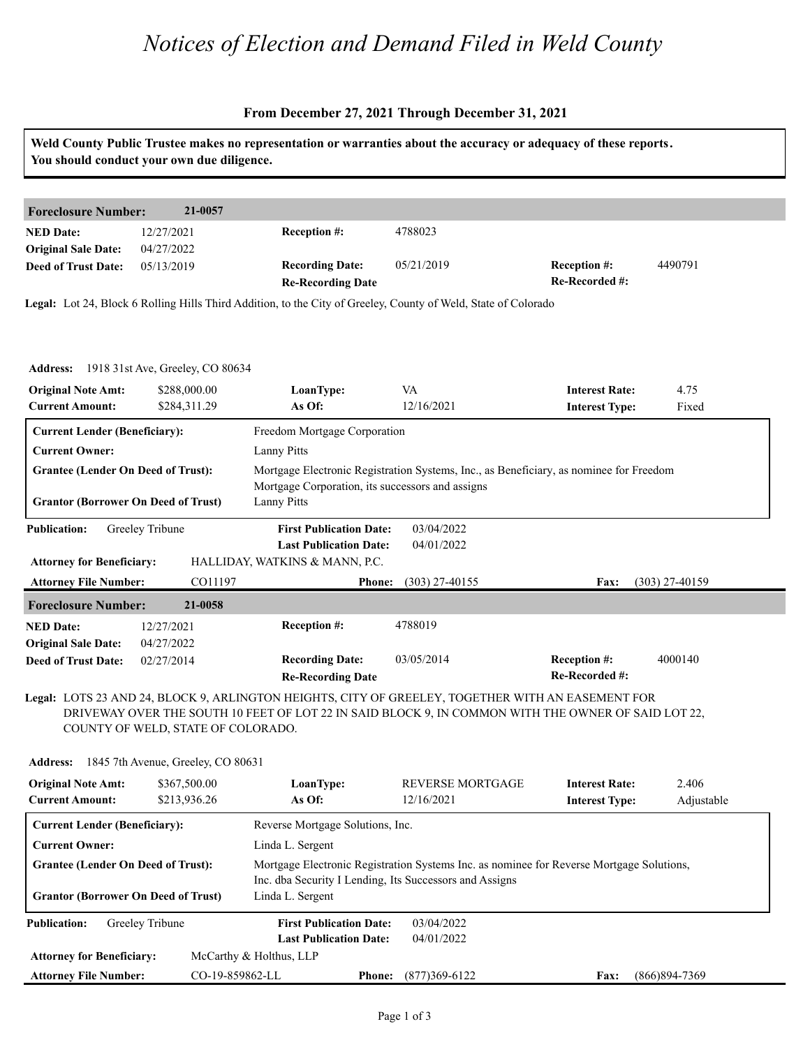# Notices of Election and Demand Filed in Weld County

**From December 27, 2021 Through December 31, 2021**

**Weld County Public Trustee makes no representation or warranties about the accuracy or adequacy of these reports. You should conduct your own due diligence.**

## Foreclosure Number: 21-0057

| | | | | | |
|---|---|---|---|---|---|
| **NED Date:** | 12/27/2021 | **Reception #:** | 4788023 | | |
| **Original Sale Date:** | 04/27/2022 | | | | |
| **Deed of Trust Date:** | 05/13/2019 | **Recording Date:** | 05/21/2019 | **Reception #:** | 4490791 |
| | | **Re-Recording Date** | | **Re-Recorded #:** | |

**Legal:** Lot 24, Block 6 Rolling Hills Third Addition, to the City of Greeley, County of Weld, State of Colorado

**Address:** 1918 31st Ave, Greeley, CO 80634

| | | | | | |
|---|---|---|---|---|---|
| **Original Note Amt:** | $288,000.00 | **LoanType:** | VA | **Interest Rate:** | 4.75 |
| **Current Amount:** | $284,311.29 | **As Of:** | 12/16/2021 | **Interest Type:** | Fixed |

| | |
|---|---|
| **Current Lender (Beneficiary):** | Freedom Mortgage Corporation |
| **Current Owner:** | Lanny Pitts |
| **Grantee (Lender On Deed of Trust):** | Mortgage Electronic Registration Systems, Inc., as Beneficiary, as nominee for Freedom Mortgage Corporation, its successors and assigns |
| **Grantor (Borrower On Deed of Trust)** | Lanny Pitts |

| | | | | | |
|---|---|---|---|---|---|
| **Publication:** | Greeley Tribune | **First Publication Date:** | 03/04/2022 | | |
| | | **Last Publication Date:** | 04/01/2022 | | |
| **Attorney for Beneficiary:** | HALLIDAY, WATKINS & MANN, P.C. | | | | |
| **Attorney File Number:** | CO11197 | **Phone:** | (303) 27-40155 | **Fax:** | (303) 27-40159 |

## Foreclosure Number: 21-0058

| | | | | | |
|---|---|---|---|---|---|
| **NED Date:** | 12/27/2021 | **Reception #:** | 4788019 | | |
| **Original Sale Date:** | 04/27/2022 | | | | |
| **Deed of Trust Date:** | 02/27/2014 | **Recording Date:** | 03/05/2014 | **Reception #:** | 4000140 |
| | | **Re-Recording Date** | | **Re-Recorded #:** | |

**Legal:** LOTS 23 AND 24, BLOCK 9, ARLINGTON HEIGHTS, CITY OF GREELEY, TOGETHER WITH AN EASEMENT FOR DRIVEWAY OVER THE SOUTH 10 FEET OF LOT 22 IN SAID BLOCK 9, IN COMMON WITH THE OWNER OF SAID LOT 22, COUNTY OF WELD, STATE OF COLORADO.

**Address:** 1845 7th Avenue, Greeley, CO 80631

| | | | | | |
|---|---|---|---|---|---|
| **Original Note Amt:** | $367,500.00 | **LoanType:** | REVERSE MORTGAGE | **Interest Rate:** | 2.406 |
| **Current Amount:** | $213,936.26 | **As Of:** | 12/16/2021 | **Interest Type:** | Adjustable |

| | |
|---|---|
| **Current Lender (Beneficiary):** | Reverse Mortgage Solutions, Inc. |
| **Current Owner:** | Linda L. Sergent |
| **Grantee (Lender On Deed of Trust):** | Mortgage Electronic Registration Systems Inc. as nominee for Reverse Mortgage Solutions, Inc. dba Security I Lending, Its Successors and Assigns |
| **Grantor (Borrower On Deed of Trust)** | Linda L. Sergent |

| | | | | | |
|---|---|---|---|---|---|
| **Publication:** | Greeley Tribune | **First Publication Date:** | 03/04/2022 | | |
| | | **Last Publication Date:** | 04/01/2022 | | |
| **Attorney for Beneficiary:** | McCarthy & Holthus, LLP | | | | |
| **Attorney File Number:** | CO-19-859862-LL | **Phone:** | (877)369-6122 | **Fax:** | (866)894-7369 |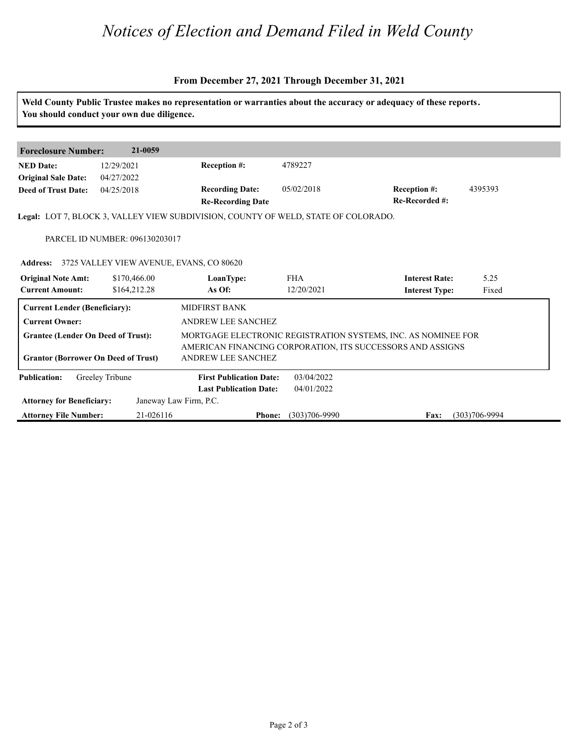# *Notices of Election and Demand Filed in Weld County*

**From December 27, 2021 Through December 31, 2021**

**Weld County Public Trustee makes no representation or warranties about the accuracy or adequacy of these reports. You should conduct your own due diligence.**

| **Foreclosure Number:** | **21-0059** | | | | |
|---|---|---|---|---|---|
| **NED Date:** | 12/29/2021 | **Reception #:** | 4789227 | | |
| **Original Sale Date:** | 04/27/2022 | | | | |
| **Deed of Trust Date:** | 04/25/2018 | **Recording Date:** | 05/02/2018 | **Reception #:** | 4395393 |
| | | **Re-Recording Date** | | **Re-Recorded #:** | |

**Legal:** LOT 7, BLOCK 3, VALLEY VIEW SUBDIVISION, COUNTY OF WELD, STATE OF COLORADO.

PARCEL ID NUMBER: 096130203017

**Address:** 3725 VALLEY VIEW AVENUE, EVANS, CO 80620

| **Original Note Amt:** | $170,466.00 | **LoanType:** | FHA | **Interest Rate:** | 5.25 |
|---|---|---|---|---|---|
| **Current Amount:** | $164,212.28 | **As Of:** | 12/20/2021 | **Interest Type:** | Fixed |

| | |
|---|---|
| **Current Lender (Beneficiary):** | MIDFIRST BANK |
| **Current Owner:** | ANDREW LEE SANCHEZ |
| **Grantee (Lender On Deed of Trust):** | MORTGAGE ELECTRONIC REGISTRATION SYSTEMS, INC. AS NOMINEE FOR AMERICAN FINANCING CORPORATION, ITS SUCCESSORS AND ASSIGNS |
| **Grantor (Borrower On Deed of Trust)** | ANDREW LEE SANCHEZ |

| **Publication:** | Greeley Tribune | **First Publication Date:** | 03/04/2022 | | |
|---|---|---|---|---|---|
| | | **Last Publication Date:** | 04/01/2022 | | |
| **Attorney for Beneficiary:** | Janeway Law Firm, P.C. | | | | |
| **Attorney File Number:** | 21-026116 | **Phone:** | (303)706-9990 | **Fax:** | (303)706-9994 |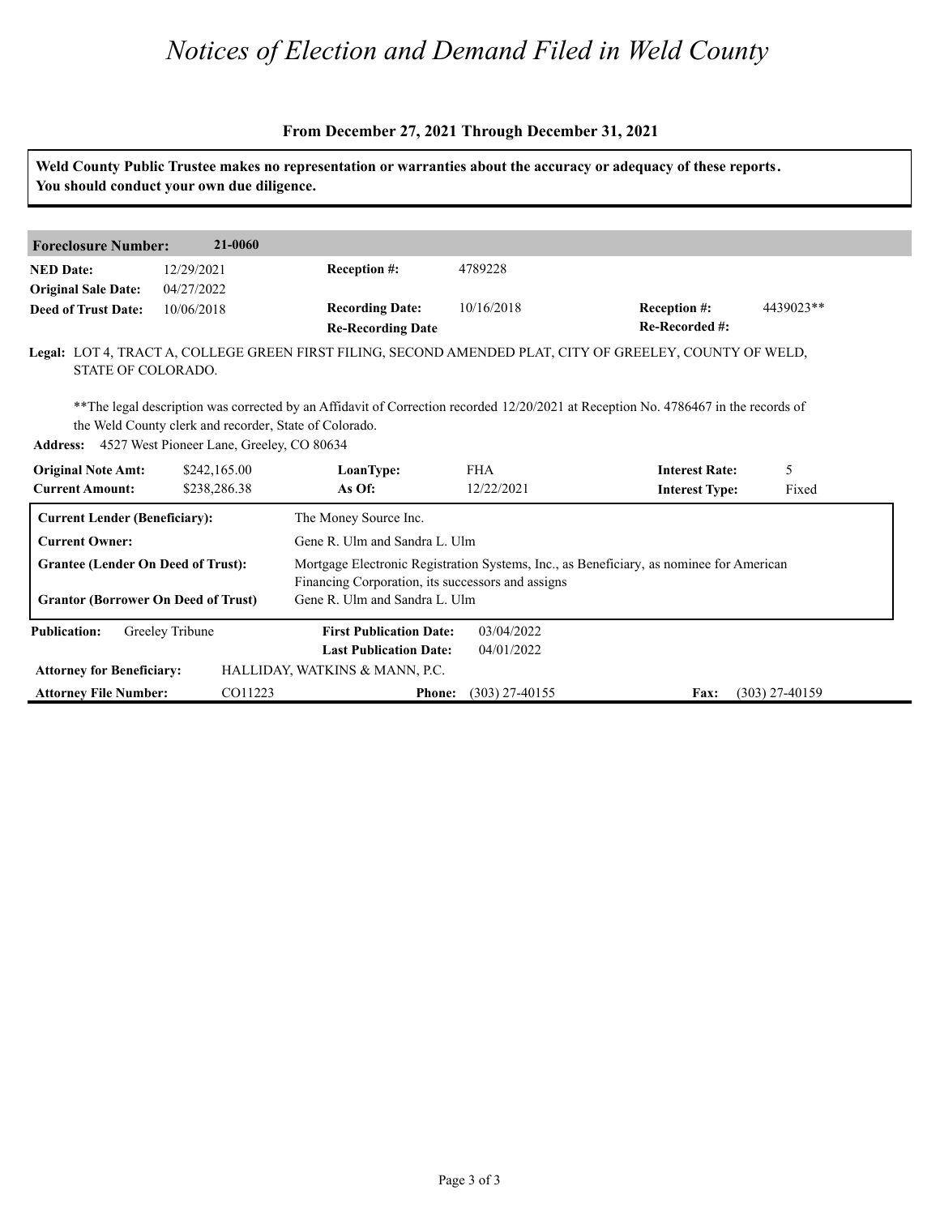# *Notices of Election and Demand Filed in Weld County*

**From December 27, 2021 Through December 31, 2021**

**Weld County Public Trustee makes no representation or warranties about the accuracy or adequacy of these reports. You should conduct your own due diligence.**

| **Foreclosure Number:** | **21-0060** | | | | |
|---|---|---|---|---|---|
| **NED Date:** | 12/29/2021 | **Reception #:** | 4789228 | | |
| **Original Sale Date:** | 04/27/2022 | | | | |
| **Deed of Trust Date:** | 10/06/2018 | **Recording Date:** | 10/16/2018 | **Reception #:** | 4439023** |
| | | **Re-Recording Date** | | **Re-Recorded #:** | |

**Legal:** LOT 4, TRACT A, COLLEGE GREEN FIRST FILING, SECOND AMENDED PLAT, CITY OF GREELEY, COUNTY OF WELD, STATE OF COLORADO.

**The legal description was corrected by an Affidavit of Correction recorded 12/20/2021 at Reception No. 4786467 in the records of the Weld County clerk and recorder, State of Colorado.

**Address:** 4527 West Pioneer Lane, Greeley, CO 80634

| | | | | | |
|---|---|---|---|---|---|
| **Original Note Amt:** | $242,165.00 | **LoanType:** | FHA | **Interest Rate:** | 5 |
| **Current Amount:** | $238,286.38 | **As Of:** | 12/22/2021 | **Interest Type:** | Fixed |

| | |
|---|---|
| **Current Lender (Beneficiary):** | The Money Source Inc. |
| **Current Owner:** | Gene R. Ulm and Sandra L. Ulm |
| **Grantee (Lender On Deed of Trust):** | Mortgage Electronic Registration Systems, Inc., as Beneficiary, as nominee for American Financing Corporation, its successors and assigns |
| **Grantor (Borrower On Deed of Trust)** | Gene R. Ulm and Sandra L. Ulm |

| | | | | | |
|---|---|---|---|---|---|
| **Publication:** | Greeley Tribune | **First Publication Date:** | 03/04/2022 | | |
| | | **Last Publication Date:** | 04/01/2022 | | |
| **Attorney for Beneficiary:** | HALLIDAY, WATKINS & MANN, P.C. | | | | |
| **Attorney File Number:** | CO11223 | **Phone:** | (303) 27-40155 | **Fax:** | (303) 27-40159 |